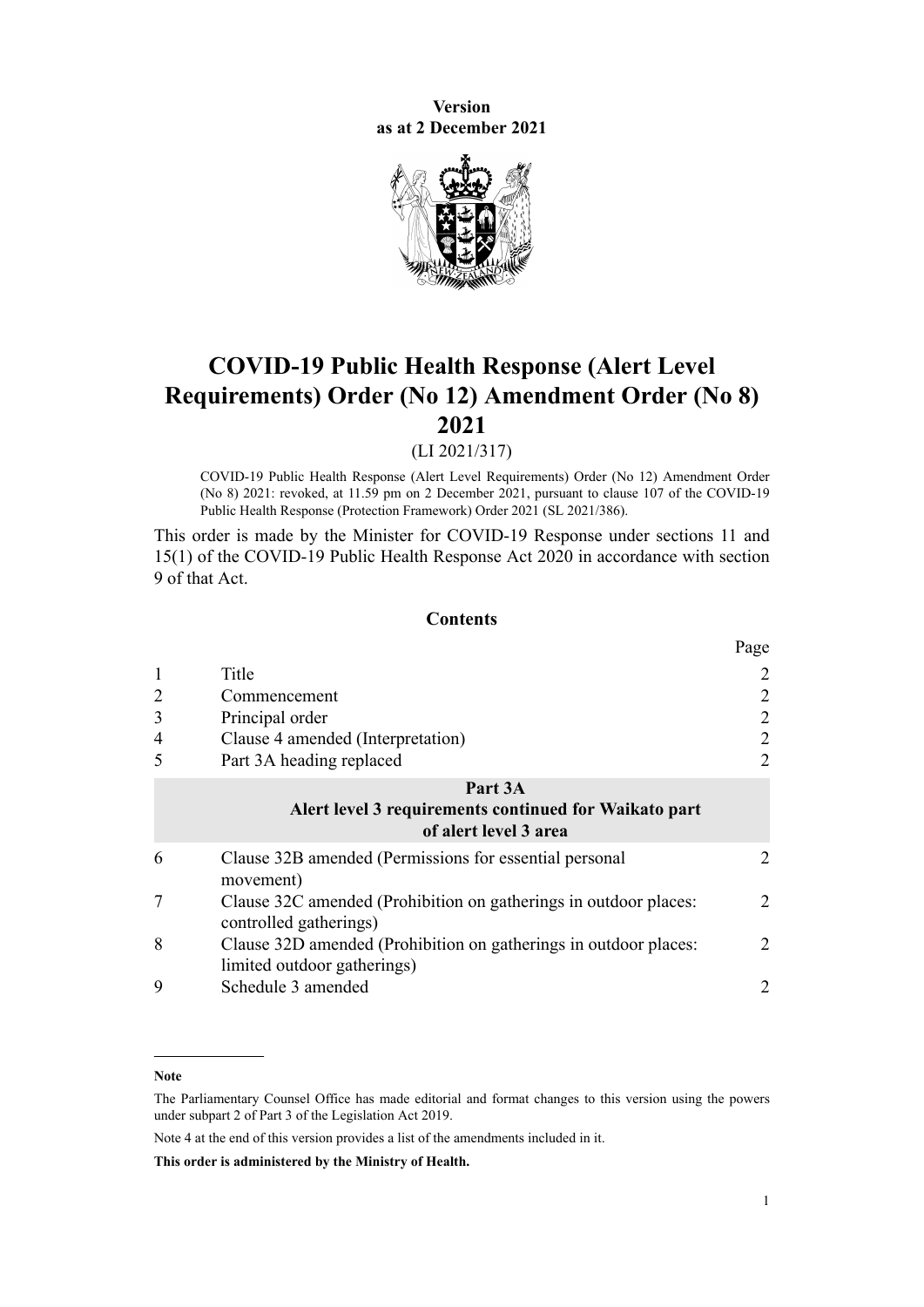**Version as at 2 December 2021**

# COVID-19 Public Health Response (Alert Level Requirements) Order (No 12) Amendment Order (No 8) 2021

(LI 2021/317)

COVID-19 Public Health Response (Alert Level Requirements) Order (No 12) Amendment Order (No 8) 2021: revoked, at 11.59 pm on 2 December 2021, pursuant to clause 107 of the COVID-19 Public Health Response (Protection Framework) Order 2021 (SL 2021/386).

This order is made by the Minister for COVID-19 Response under sections 11 and 15(1) of the COVID-19 Public Health Response Act 2020 in accordance with section 9 of that Act.

## Contents

| | | Page |
|---|---|---|
| 1 | Title | 2 |
| 2 | Commencement | 2 |
| 3 | Principal order | 2 |
| 4 | Clause 4 amended (Interpretation) | 2 |
| 5 | Part 3A heading replaced | 2 |
| | **Part 3A** **Alert level 3 requirements continued for Waikato part of alert level 3 area** | |
| 6 | Clause 32B amended (Permissions for essential personal movement) | 2 |
| 7 | Clause 32C amended (Prohibition on gatherings in outdoor places: controlled gatherings) | 2 |
| 8 | Clause 32D amended (Prohibition on gatherings in outdoor places: limited outdoor gatherings) | 2 |
| 9 | Schedule 3 amended | 2 |

---

**Note**

The Parliamentary Counsel Office has made editorial and format changes to this version using the powers under subpart 2 of Part 3 of the Legislation Act 2019.

Note 4 at the end of this version provides a list of the amendments included in it.

**This order is administered by the Ministry of Health.**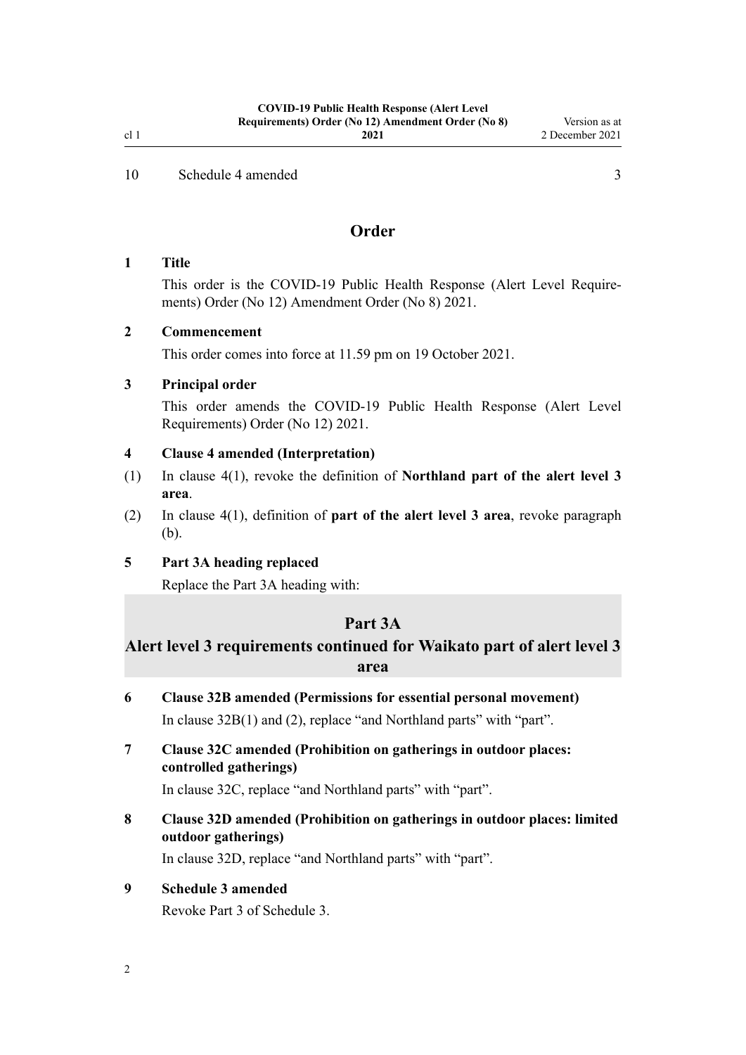10 Schedule 4 amended 3

## Order

### 1 Title

This order is the COVID-19 Public Health Response (Alert Level Requirements) Order (No 12) Amendment Order (No 8) 2021.

### 2 Commencement

This order comes into force at 11.59 pm on 19 October 2021.

### 3 Principal order

This order amends the COVID-19 Public Health Response (Alert Level Requirements) Order (No 12) 2021.

### 4 Clause 4 amended (Interpretation)

(1) In clause 4(1), revoke the definition of **Northland part of the alert level 3 area**.

(2) In clause 4(1), definition of **part of the alert level 3 area**, revoke paragraph (b).

### 5 Part 3A heading replaced

Replace the Part 3A heading with:

> ## Part 3A
> ## Alert level 3 requirements continued for Waikato part of alert level 3 area

### 6 Clause 32B amended (Permissions for essential personal movement)

In clause 32B(1) and (2), replace "and Northland parts" with "part".

### 7 Clause 32C amended (Prohibition on gatherings in outdoor places: controlled gatherings)

In clause 32C, replace "and Northland parts" with "part".

### 8 Clause 32D amended (Prohibition on gatherings in outdoor places: limited outdoor gatherings)

In clause 32D, replace "and Northland parts" with "part".

### 9 Schedule 3 amended

Revoke Part 3 of Schedule 3.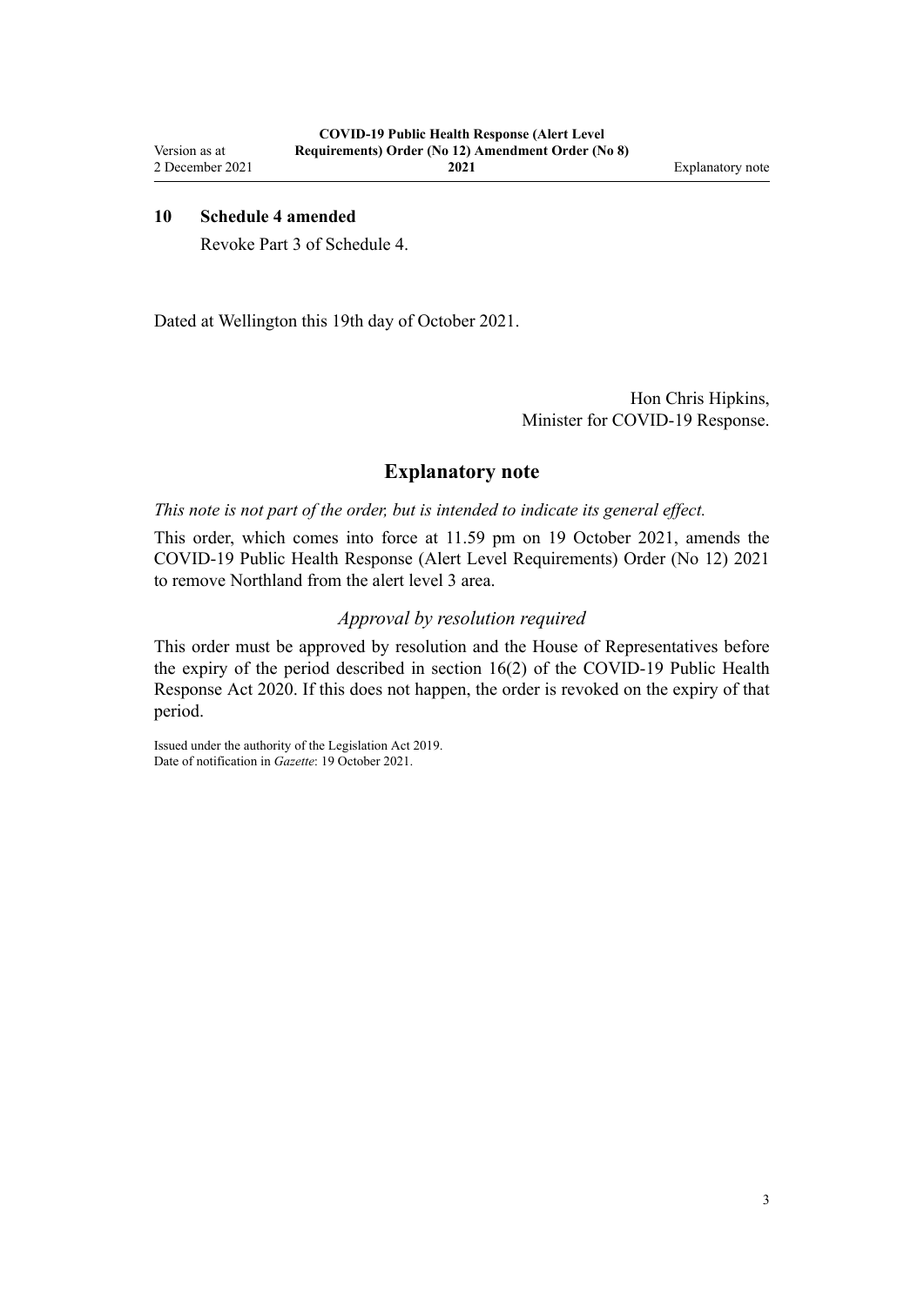### 10 Schedule 4 amended

Revoke Part 3 of Schedule 4.

Dated at Wellington this 19th day of October 2021.

Hon Chris Hipkins,
Minister for COVID-19 Response.

## Explanatory note

*This note is not part of the order, but is intended to indicate its general effect.*

This order, which comes into force at 11.59 pm on 19 October 2021, amends the COVID-19 Public Health Response (Alert Level Requirements) Order (No 12) 2021 to remove Northland from the alert level 3 area.

### *Approval by resolution required*

This order must be approved by resolution and the House of Representatives before the expiry of the period described in section 16(2) of the COVID-19 Public Health Response Act 2020. If this does not happen, the order is revoked on the expiry of that period.

Issued under the authority of the Legislation Act 2019.
Date of notification in *Gazette*: 19 October 2021.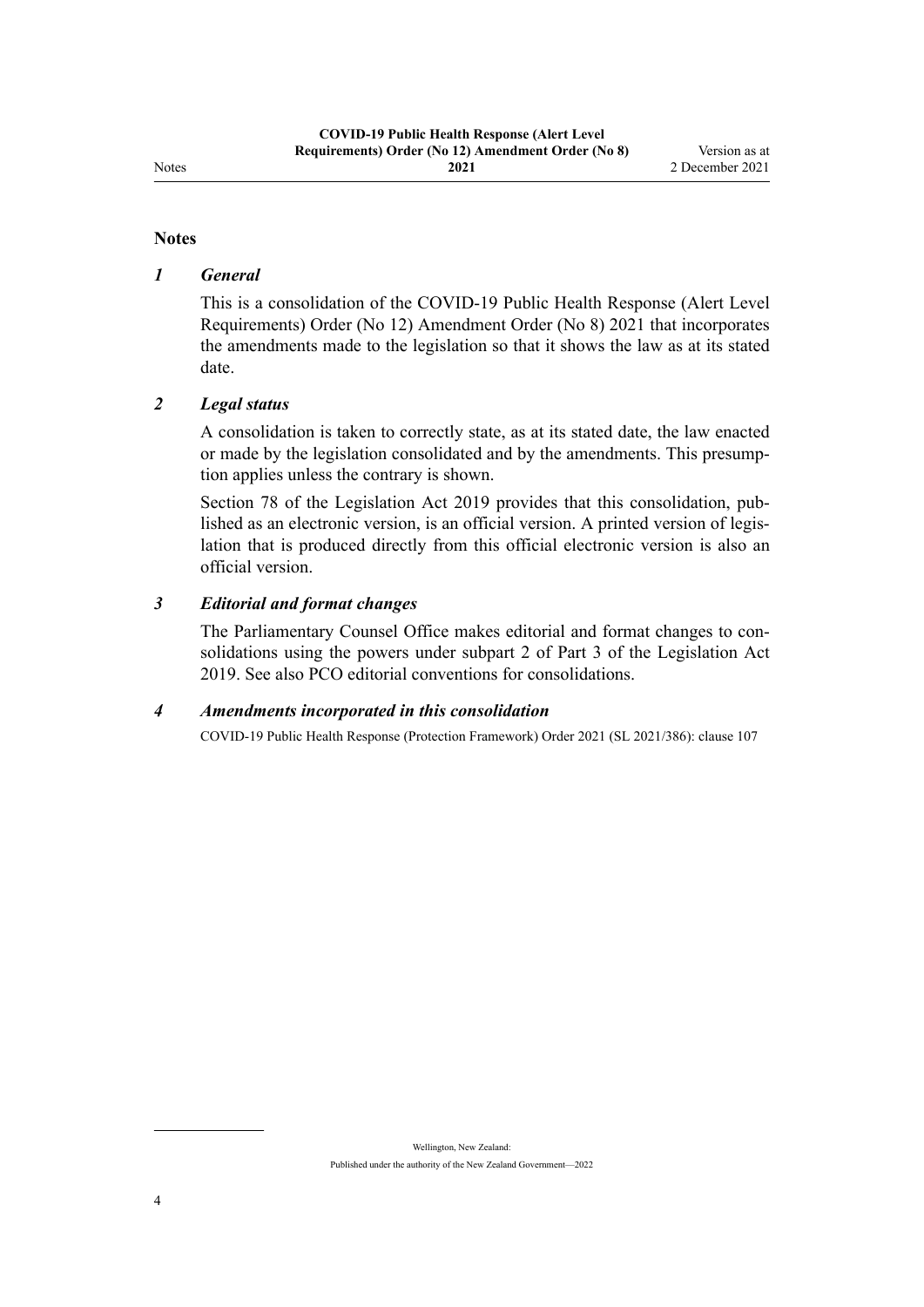## Notes

### *1 General*

This is a consolidation of the COVID-19 Public Health Response (Alert Level Requirements) Order (No 12) Amendment Order (No 8) 2021 that incorporates the amendments made to the legislation so that it shows the law as at its stated date.

### *2 Legal status*

A consolidation is taken to correctly state, as at its stated date, the law enacted or made by the legislation consolidated and by the amendments. This presumption applies unless the contrary is shown.

Section 78 of the Legislation Act 2019 provides that this consolidation, published as an electronic version, is an official version. A printed version of legislation that is produced directly from this official electronic version is also an official version.

### *3 Editorial and format changes*

The Parliamentary Counsel Office makes editorial and format changes to consolidations using the powers under subpart 2 of Part 3 of the Legislation Act 2019. See also PCO editorial conventions for consolidations.

### *4 Amendments incorporated in this consolidation*

COVID-19 Public Health Response (Protection Framework) Order 2021 (SL 2021/386): clause 107

Wellington, New Zealand:

Published under the authority of the New Zealand Government—2022